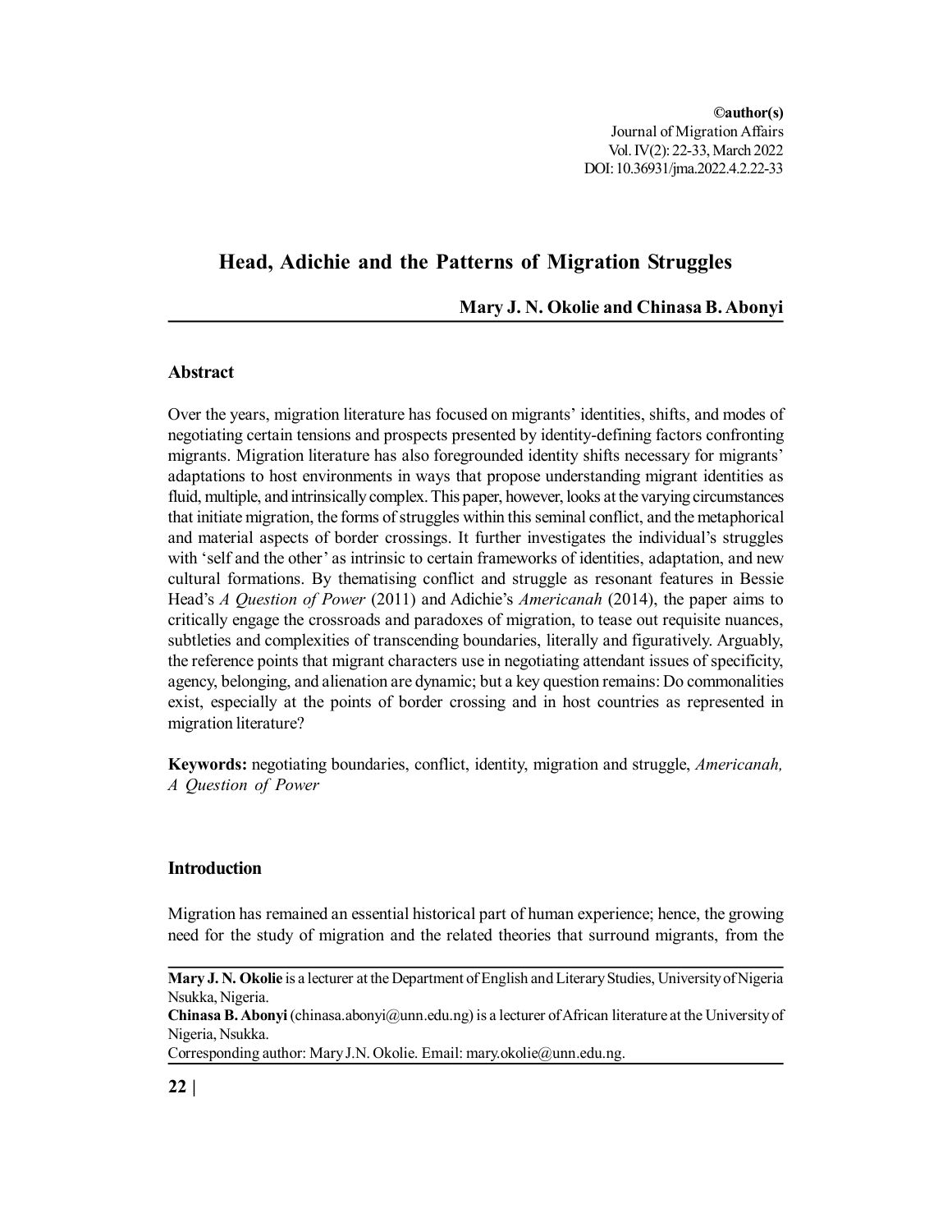**©author(s)**
Journal of Migration Affairs
Vol. IV(2): 22-33, March 2022
DOI: 10.36931/jma.2022.4.2.22-33

# Head, Adichie and the Patterns of Migration Struggles

**Mary J. N. Okolie and Chinasa B. Abonyi**

## Abstract

Over the years, migration literature has focused on migrants' identities, shifts, and modes of negotiating certain tensions and prospects presented by identity-defining factors confronting migrants. Migration literature has also foregrounded identity shifts necessary for migrants' adaptations to host environments in ways that propose understanding migrant identities as fluid, multiple, and intrinsically complex. This paper, however, looks at the varying circumstances that initiate migration, the forms of struggles within this seminal conflict, and the metaphorical and material aspects of border crossings. It further investigates the individual's struggles with 'self and the other' as intrinsic to certain frameworks of identities, adaptation, and new cultural formations. By thematising conflict and struggle as resonant features in Bessie Head's *A Question of Power* (2011) and Adichie's *Americanah* (2014), the paper aims to critically engage the crossroads and paradoxes of migration, to tease out requisite nuances, subtleties and complexities of transcending boundaries, literally and figuratively. Arguably, the reference points that migrant characters use in negotiating attendant issues of specificity, agency, belonging, and alienation are dynamic; but a key question remains: Do commonalities exist, especially at the points of border crossing and in host countries as represented in migration literature?

**Keywords:** negotiating boundaries, conflict, identity, migration and struggle, *Americanah, A Question of Power*

## Introduction

Migration has remained an essential historical part of human experience; hence, the growing need for the study of migration and the related theories that surround migrants, from the

---

**Mary J. N. Okolie** is a lecturer at the Department of English and Literary Studies, University of Nigeria Nsukka, Nigeria.

**Chinasa B. Abonyi** (chinasa.abonyi@unn.edu.ng) is a lecturer of African literature at the University of Nigeria, Nsukka.

Corresponding author: Mary J.N. Okolie. Email: mary.okolie@unn.edu.ng.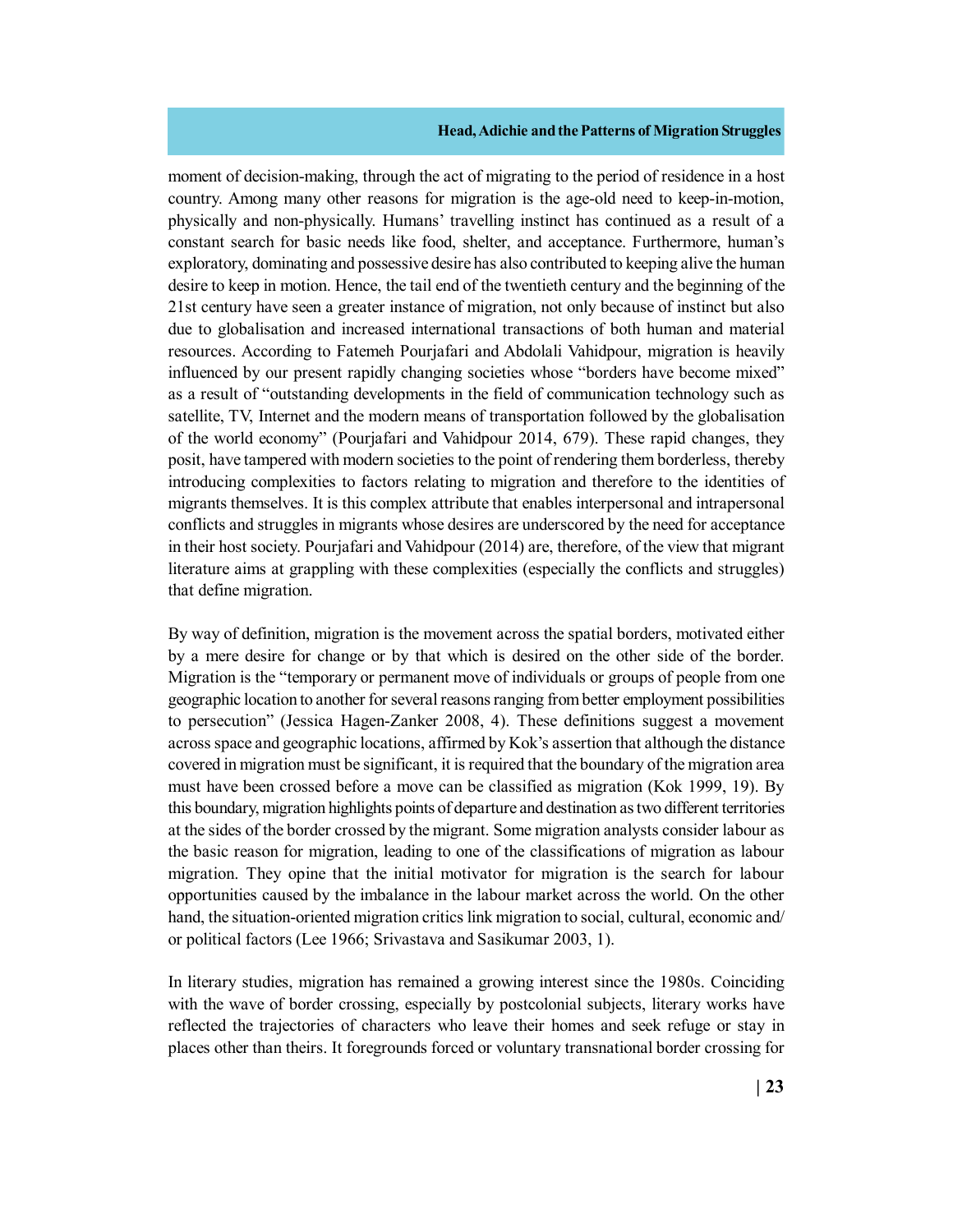moment of decision-making, through the act of migrating to the period of residence in a host country. Among many other reasons for migration is the age-old need to keep-in-motion, physically and non-physically. Humans' travelling instinct has continued as a result of a constant search for basic needs like food, shelter, and acceptance. Furthermore, human's exploratory, dominating and possessive desire has also contributed to keeping alive the human desire to keep in motion. Hence, the tail end of the twentieth century and the beginning of the 21st century have seen a greater instance of migration, not only because of instinct but also due to globalisation and increased international transactions of both human and material resources. According to Fatemeh Pourjafari and Abdolali Vahidpour, migration is heavily influenced by our present rapidly changing societies whose "borders have become mixed" as a result of "outstanding developments in the field of communication technology such as satellite, TV, Internet and the modern means of transportation followed by the globalisation of the world economy" (Pourjafari and Vahidpour 2014, 679). These rapid changes, they posit, have tampered with modern societies to the point of rendering them borderless, thereby introducing complexities to factors relating to migration and therefore to the identities of migrants themselves. It is this complex attribute that enables interpersonal and intrapersonal conflicts and struggles in migrants whose desires are underscored by the need for acceptance in their host society. Pourjafari and Vahidpour (2014) are, therefore, of the view that migrant literature aims at grappling with these complexities (especially the conflicts and struggles) that define migration.

By way of definition, migration is the movement across the spatial borders, motivated either by a mere desire for change or by that which is desired on the other side of the border. Migration is the "temporary or permanent move of individuals or groups of people from one geographic location to another for several reasons ranging from better employment possibilities to persecution" (Jessica Hagen-Zanker 2008, 4). These definitions suggest a movement across space and geographic locations, affirmed by Kok's assertion that although the distance covered in migration must be significant, it is required that the boundary of the migration area must have been crossed before a move can be classified as migration (Kok 1999, 19). By this boundary, migration highlights points of departure and destination as two different territories at the sides of the border crossed by the migrant. Some migration analysts consider labour as the basic reason for migration, leading to one of the classifications of migration as labour migration. They opine that the initial motivator for migration is the search for labour opportunities caused by the imbalance in the labour market across the world. On the other hand, the situation-oriented migration critics link migration to social, cultural, economic and/or political factors (Lee 1966; Srivastava and Sasikumar 2003, 1).

In literary studies, migration has remained a growing interest since the 1980s. Coinciding with the wave of border crossing, especially by postcolonial subjects, literary works have reflected the trajectories of characters who leave their homes and seek refuge or stay in places other than theirs. It foregrounds forced or voluntary transnational border crossing for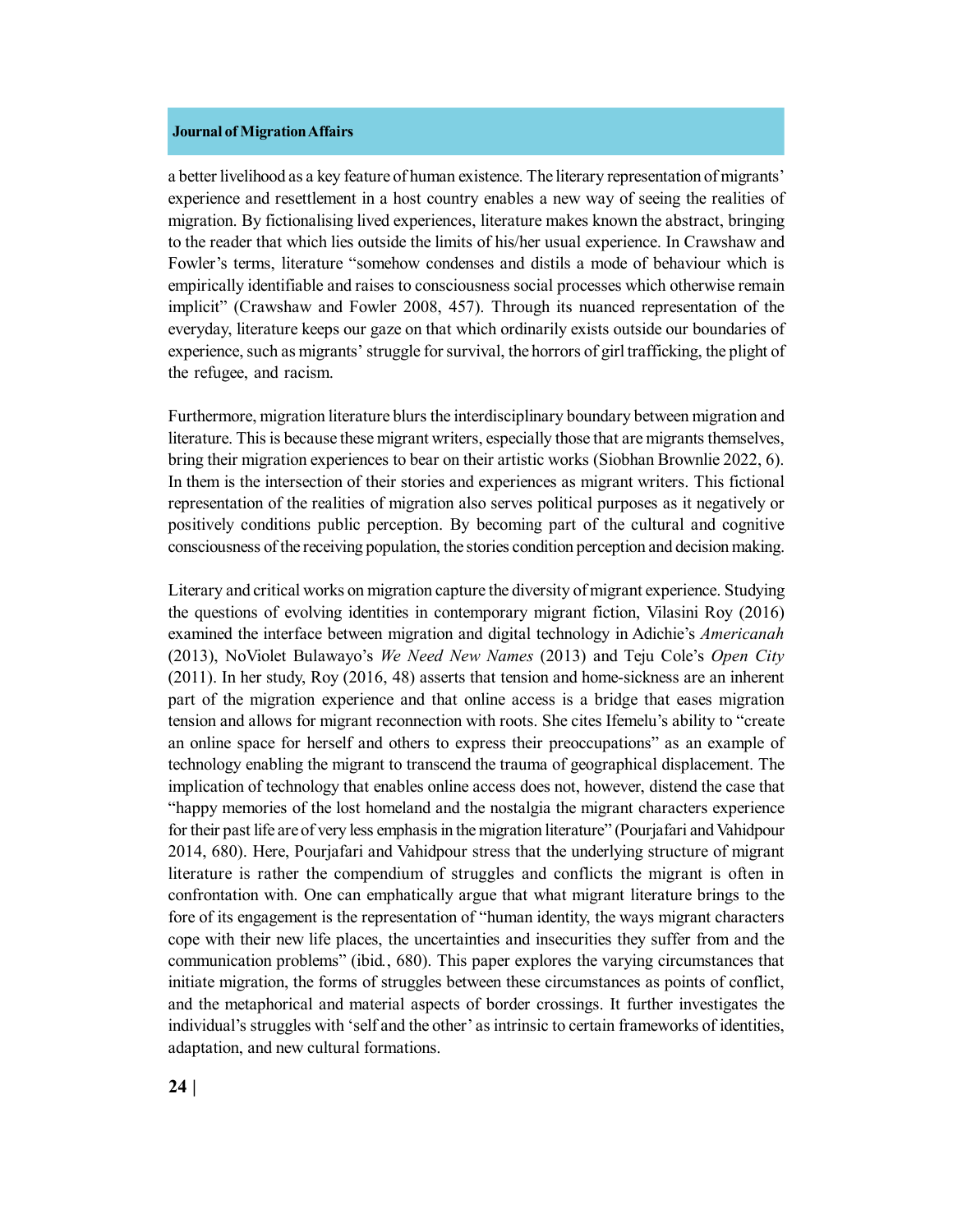a better livelihood as a key feature of human existence. The literary representation of migrants' experience and resettlement in a host country enables a new way of seeing the realities of migration. By fictionalising lived experiences, literature makes known the abstract, bringing to the reader that which lies outside the limits of his/her usual experience. In Crawshaw and Fowler's terms, literature "somehow condenses and distils a mode of behaviour which is empirically identifiable and raises to consciousness social processes which otherwise remain implicit" (Crawshaw and Fowler 2008, 457). Through its nuanced representation of the everyday, literature keeps our gaze on that which ordinarily exists outside our boundaries of experience, such as migrants' struggle for survival, the horrors of girl trafficking, the plight of the refugee, and racism.

Furthermore, migration literature blurs the interdisciplinary boundary between migration and literature. This is because these migrant writers, especially those that are migrants themselves, bring their migration experiences to bear on their artistic works (Siobhan Brownlie 2022, 6). In them is the intersection of their stories and experiences as migrant writers. This fictional representation of the realities of migration also serves political purposes as it negatively or positively conditions public perception. By becoming part of the cultural and cognitive consciousness of the receiving population, the stories condition perception and decision making.

Literary and critical works on migration capture the diversity of migrant experience. Studying the questions of evolving identities in contemporary migrant fiction, Vilasini Roy (2016) examined the interface between migration and digital technology in Adichie's *Americanah* (2013), NoViolet Bulawayo's *We Need New Names* (2013) and Teju Cole's *Open City* (2011). In her study, Roy (2016, 48) asserts that tension and home-sickness are an inherent part of the migration experience and that online access is a bridge that eases migration tension and allows for migrant reconnection with roots. She cites Ifemelu's ability to "create an online space for herself and others to express their preoccupations" as an example of technology enabling the migrant to transcend the trauma of geographical displacement. The implication of technology that enables online access does not, however, distend the case that "happy memories of the lost homeland and the nostalgia the migrant characters experience for their past life are of very less emphasis in the migration literature" (Pourjafari and Vahidpour 2014, 680). Here, Pourjafari and Vahidpour stress that the underlying structure of migrant literature is rather the compendium of struggles and conflicts the migrant is often in confrontation with. One can emphatically argue that what migrant literature brings to the fore of its engagement is the representation of "human identity, the ways migrant characters cope with their new life places, the uncertainties and insecurities they suffer from and the communication problems" (ibid., 680). This paper explores the varying circumstances that initiate migration, the forms of struggles between these circumstances as points of conflict, and the metaphorical and material aspects of border crossings. It further investigates the individual's struggles with 'self and the other' as intrinsic to certain frameworks of identities, adaptation, and new cultural formations.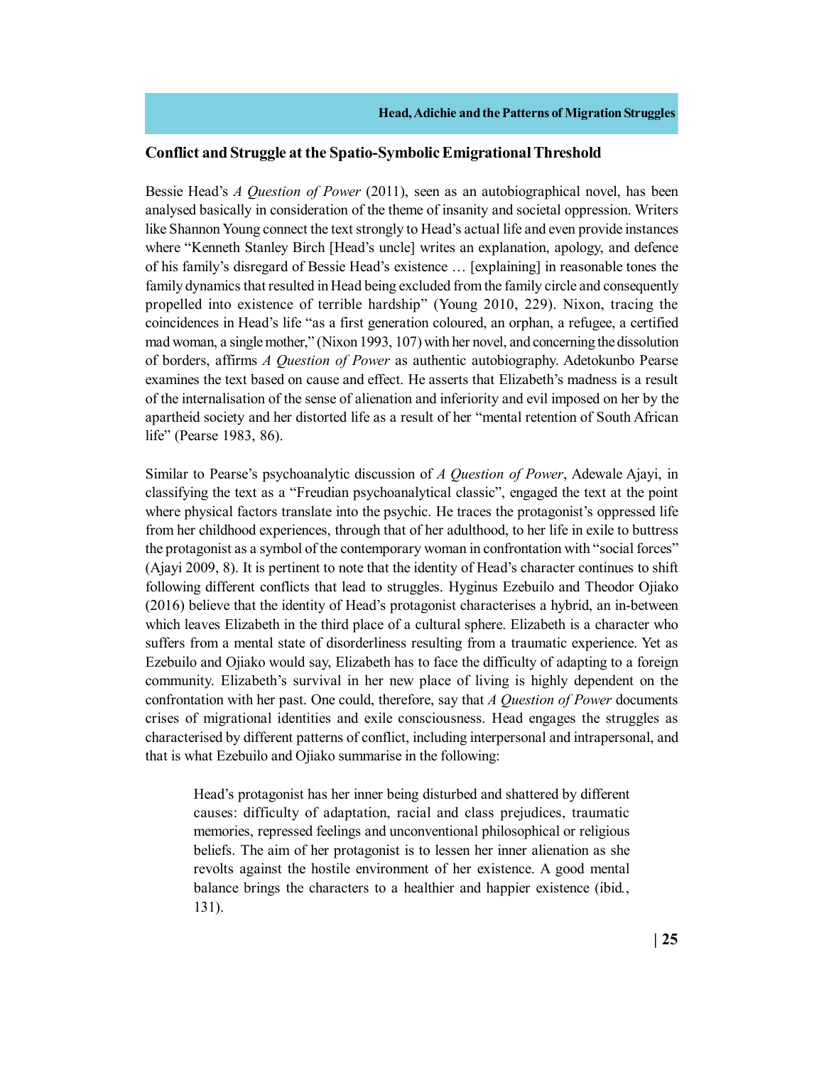## Conflict and Struggle at the Spatio-Symbolic Emigrational Threshold

Bessie Head's *A Question of Power* (2011), seen as an autobiographical novel, has been analysed basically in consideration of the theme of insanity and societal oppression. Writers like Shannon Young connect the text strongly to Head's actual life and even provide instances where "Kenneth Stanley Birch [Head's uncle] writes an explanation, apology, and defence of his family's disregard of Bessie Head's existence … [explaining] in reasonable tones the family dynamics that resulted in Head being excluded from the family circle and consequently propelled into existence of terrible hardship" (Young 2010, 229). Nixon, tracing the coincidences in Head's life "as a first generation coloured, an orphan, a refugee, a certified mad woman, a single mother," (Nixon 1993, 107) with her novel, and concerning the dissolution of borders, affirms *A Question of Power* as authentic autobiography. Adetokunbo Pearse examines the text based on cause and effect. He asserts that Elizabeth's madness is a result of the internalisation of the sense of alienation and inferiority and evil imposed on her by the apartheid society and her distorted life as a result of her "mental retention of South African life" (Pearse 1983, 86).

Similar to Pearse's psychoanalytic discussion of *A Question of Power*, Adewale Ajayi, in classifying the text as a "Freudian psychoanalytical classic", engaged the text at the point where physical factors translate into the psychic. He traces the protagonist's oppressed life from her childhood experiences, through that of her adulthood, to her life in exile to buttress the protagonist as a symbol of the contemporary woman in confrontation with "social forces" (Ajayi 2009, 8). It is pertinent to note that the identity of Head's character continues to shift following different conflicts that lead to struggles. Hyginus Ezebuilo and Theodor Ojiako (2016) believe that the identity of Head's protagonist characterises a hybrid, an in-between which leaves Elizabeth in the third place of a cultural sphere. Elizabeth is a character who suffers from a mental state of disorderliness resulting from a traumatic experience. Yet as Ezebuilo and Ojiako would say, Elizabeth has to face the difficulty of adapting to a foreign community. Elizabeth's survival in her new place of living is highly dependent on the confrontation with her past. One could, therefore, say that *A Question of Power* documents crises of migrational identities and exile consciousness. Head engages the struggles as characterised by different patterns of conflict, including interpersonal and intrapersonal, and that is what Ezebuilo and Ojiako summarise in the following:

> Head's protagonist has her inner being disturbed and shattered by different causes: difficulty of adaptation, racial and class prejudices, traumatic memories, repressed feelings and unconventional philosophical or religious beliefs. The aim of her protagonist is to lessen her inner alienation as she revolts against the hostile environment of her existence. A good mental balance brings the characters to a healthier and happier existence (ibid., 131).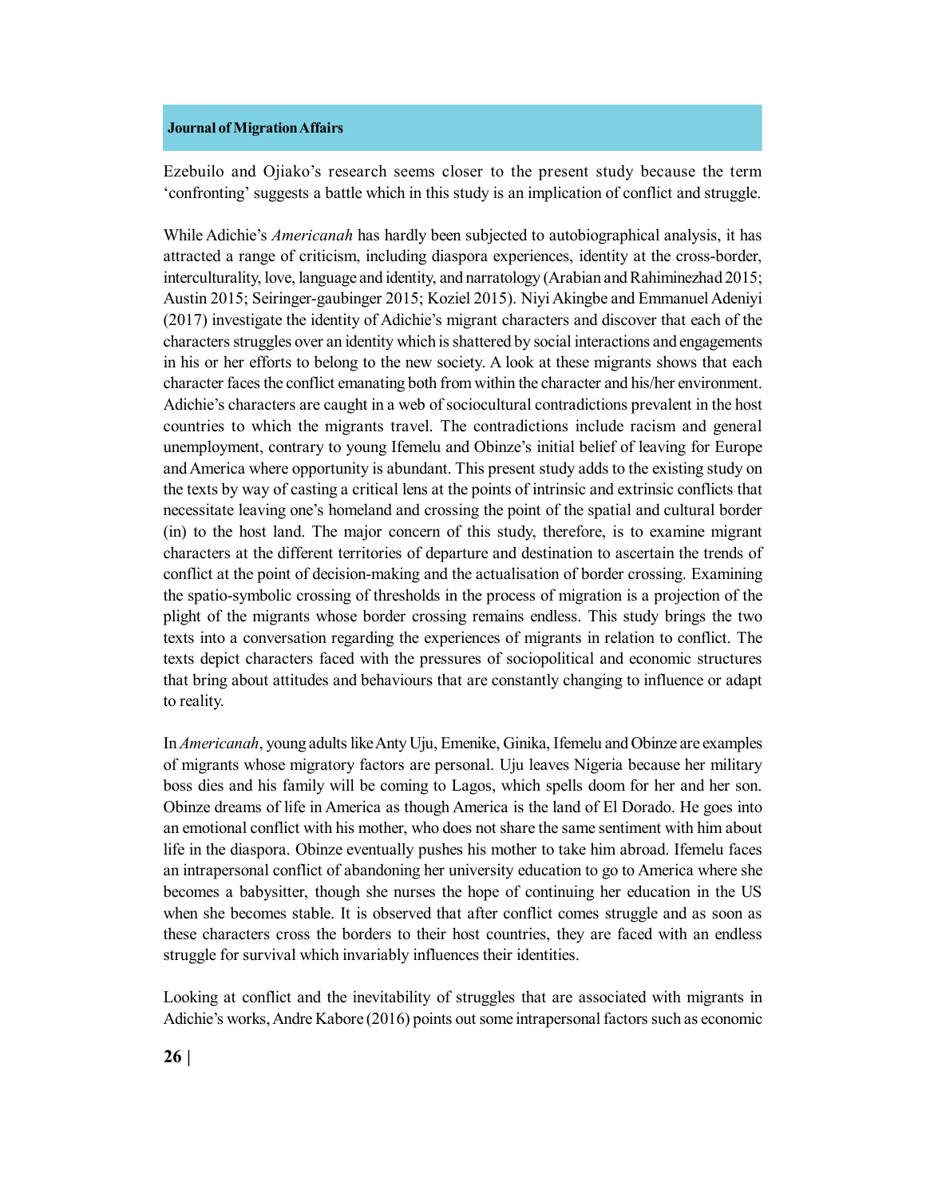Ezebuilo and Ojiako's research seems closer to the present study because the term 'confronting' suggests a battle which in this study is an implication of conflict and struggle.

While Adichie's *Americanah* has hardly been subjected to autobiographical analysis, it has attracted a range of criticism, including diaspora experiences, identity at the cross-border, interculturality, love, language and identity, and narratology (Arabian and Rahiminezhad 2015; Austin 2015; Seiringer-gaubinger 2015; Koziel 2015). Niyi Akingbe and Emmanuel Adeniyi (2017) investigate the identity of Adichie's migrant characters and discover that each of the characters struggles over an identity which is shattered by social interactions and engagements in his or her efforts to belong to the new society. A look at these migrants shows that each character faces the conflict emanating both from within the character and his/her environment. Adichie's characters are caught in a web of sociocultural contradictions prevalent in the host countries to which the migrants travel. The contradictions include racism and general unemployment, contrary to young Ifemelu and Obinze's initial belief of leaving for Europe and America where opportunity is abundant. This present study adds to the existing study on the texts by way of casting a critical lens at the points of intrinsic and extrinsic conflicts that necessitate leaving one's homeland and crossing the point of the spatial and cultural border (in) to the host land. The major concern of this study, therefore, is to examine migrant characters at the different territories of departure and destination to ascertain the trends of conflict at the point of decision-making and the actualisation of border crossing. Examining the spatio-symbolic crossing of thresholds in the process of migration is a projection of the plight of the migrants whose border crossing remains endless. This study brings the two texts into a conversation regarding the experiences of migrants in relation to conflict. The texts depict characters faced with the pressures of sociopolitical and economic structures that bring about attitudes and behaviours that are constantly changing to influence or adapt to reality.

In *Americanah*, young adults like Anty Uju, Emenike, Ginika, Ifemelu and Obinze are examples of migrants whose migratory factors are personal. Uju leaves Nigeria because her military boss dies and his family will be coming to Lagos, which spells doom for her and her son. Obinze dreams of life in America as though America is the land of El Dorado. He goes into an emotional conflict with his mother, who does not share the same sentiment with him about life in the diaspora. Obinze eventually pushes his mother to take him abroad. Ifemelu faces an intrapersonal conflict of abandoning her university education to go to America where she becomes a babysitter, though she nurses the hope of continuing her education in the US when she becomes stable. It is observed that after conflict comes struggle and as soon as these characters cross the borders to their host countries, they are faced with an endless struggle for survival which invariably influences their identities.

Looking at conflict and the inevitability of struggles that are associated with migrants in Adichie's works, Andre Kabore (2016) points out some intrapersonal factors such as economic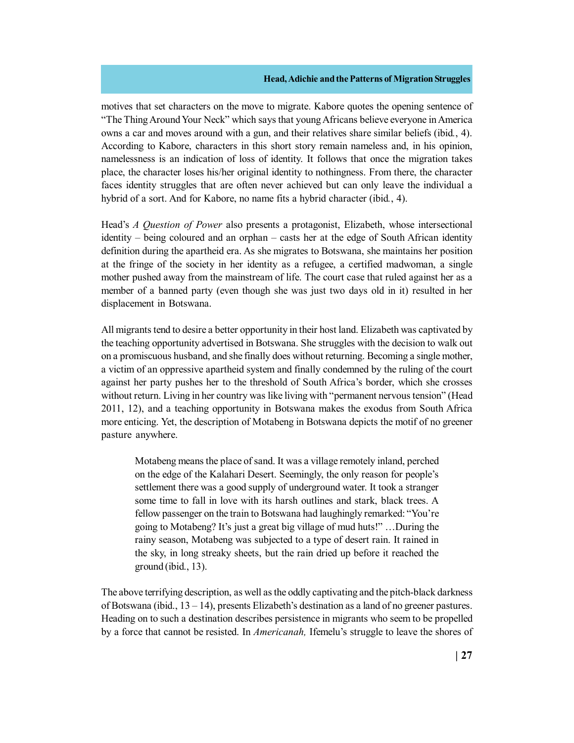motives that set characters on the move to migrate. Kabore quotes the opening sentence of "The Thing Around Your Neck" which says that young Africans believe everyone in America owns a car and moves around with a gun, and their relatives share similar beliefs (ibid., 4). According to Kabore, characters in this short story remain nameless and, in his opinion, namelessness is an indication of loss of identity. It follows that once the migration takes place, the character loses his/her original identity to nothingness. From there, the character faces identity struggles that are often never achieved but can only leave the individual a hybrid of a sort. And for Kabore, no name fits a hybrid character (ibid., 4).

Head's *A Question of Power* also presents a protagonist, Elizabeth, whose intersectional identity – being coloured and an orphan – casts her at the edge of South African identity definition during the apartheid era. As she migrates to Botswana, she maintains her position at the fringe of the society in her identity as a refugee, a certified madwoman, a single mother pushed away from the mainstream of life. The court case that ruled against her as a member of a banned party (even though she was just two days old in it) resulted in her displacement in Botswana.

All migrants tend to desire a better opportunity in their host land. Elizabeth was captivated by the teaching opportunity advertised in Botswana. She struggles with the decision to walk out on a promiscuous husband, and she finally does without returning. Becoming a single mother, a victim of an oppressive apartheid system and finally condemned by the ruling of the court against her party pushes her to the threshold of South Africa's border, which she crosses without return. Living in her country was like living with "permanent nervous tension" (Head 2011, 12), and a teaching opportunity in Botswana makes the exodus from South Africa more enticing. Yet, the description of Motabeng in Botswana depicts the motif of no greener pasture anywhere.

> Motabeng means the place of sand. It was a village remotely inland, perched on the edge of the Kalahari Desert. Seemingly, the only reason for people's settlement there was a good supply of underground water. It took a stranger some time to fall in love with its harsh outlines and stark, black trees. A fellow passenger on the train to Botswana had laughingly remarked: "You're going to Motabeng? It's just a great big village of mud huts!" …During the rainy season, Motabeng was subjected to a type of desert rain. It rained in the sky, in long streaky sheets, but the rain dried up before it reached the ground (ibid., 13).

The above terrifying description, as well as the oddly captivating and the pitch-black darkness of Botswana (ibid., 13 – 14), presents Elizabeth's destination as a land of no greener pastures. Heading on to such a destination describes persistence in migrants who seem to be propelled by a force that cannot be resisted. In *Americanah,* Ifemelu's struggle to leave the shores of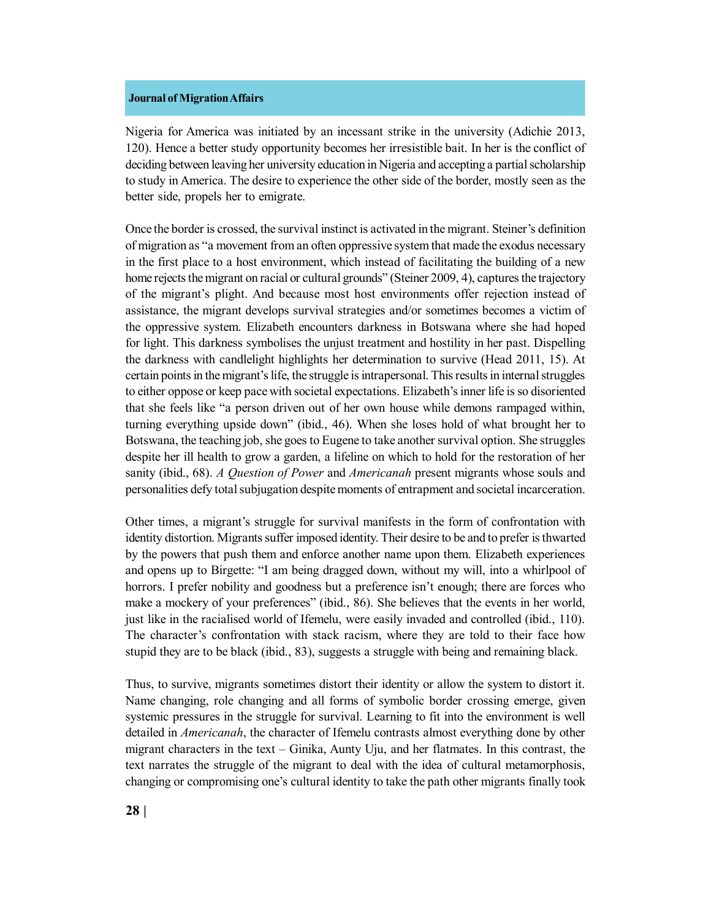Nigeria for America was initiated by an incessant strike in the university (Adichie 2013, 120). Hence a better study opportunity becomes her irresistible bait. In her is the conflict of deciding between leaving her university education in Nigeria and accepting a partial scholarship to study in America. The desire to experience the other side of the border, mostly seen as the better side, propels her to emigrate.

Once the border is crossed, the survival instinct is activated in the migrant. Steiner's definition of migration as "a movement from an often oppressive system that made the exodus necessary in the first place to a host environment, which instead of facilitating the building of a new home rejects the migrant on racial or cultural grounds" (Steiner 2009, 4), captures the trajectory of the migrant's plight. And because most host environments offer rejection instead of assistance, the migrant develops survival strategies and/or sometimes becomes a victim of the oppressive system. Elizabeth encounters darkness in Botswana where she had hoped for light. This darkness symbolises the unjust treatment and hostility in her past. Dispelling the darkness with candlelight highlights her determination to survive (Head 2011, 15). At certain points in the migrant's life, the struggle is intrapersonal. This results in internal struggles to either oppose or keep pace with societal expectations. Elizabeth's inner life is so disoriented that she feels like "a person driven out of her own house while demons rampaged within, turning everything upside down" (ibid., 46). When she loses hold of what brought her to Botswana, the teaching job, she goes to Eugene to take another survival option. She struggles despite her ill health to grow a garden, a lifeline on which to hold for the restoration of her sanity (ibid., 68). *A Question of Power* and *Americanah* present migrants whose souls and personalities defy total subjugation despite moments of entrapment and societal incarceration.

Other times, a migrant's struggle for survival manifests in the form of confrontation with identity distortion. Migrants suffer imposed identity. Their desire to be and to prefer is thwarted by the powers that push them and enforce another name upon them. Elizabeth experiences and opens up to Birgette: "I am being dragged down, without my will, into a whirlpool of horrors. I prefer nobility and goodness but a preference isn't enough; there are forces who make a mockery of your preferences" (ibid., 86). She believes that the events in her world, just like in the racialised world of Ifemelu, were easily invaded and controlled (ibid., 110). The character's confrontation with stack racism, where they are told to their face how stupid they are to be black (ibid., 83), suggests a struggle with being and remaining black.

Thus, to survive, migrants sometimes distort their identity or allow the system to distort it. Name changing, role changing and all forms of symbolic border crossing emerge, given systemic pressures in the struggle for survival. Learning to fit into the environment is well detailed in *Americanah*, the character of Ifemelu contrasts almost everything done by other migrant characters in the text – Ginika, Aunty Uju, and her flatmates. In this contrast, the text narrates the struggle of the migrant to deal with the idea of cultural metamorphosis, changing or compromising one's cultural identity to take the path other migrants finally took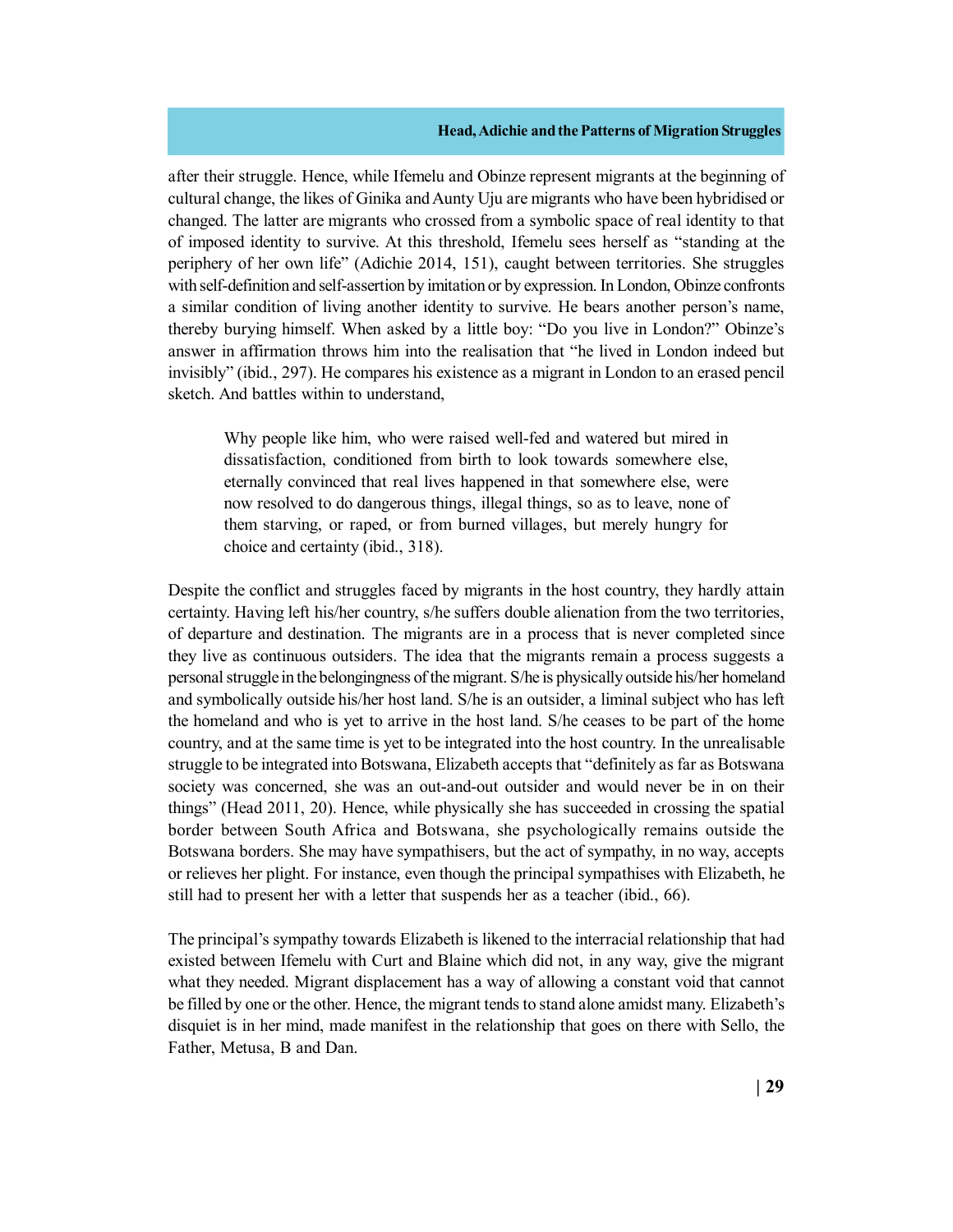after their struggle. Hence, while Ifemelu and Obinze represent migrants at the beginning of cultural change, the likes of Ginika and Aunty Uju are migrants who have been hybridised or changed. The latter are migrants who crossed from a symbolic space of real identity to that of imposed identity to survive. At this threshold, Ifemelu sees herself as "standing at the periphery of her own life" (Adichie 2014, 151), caught between territories. She struggles with self-definition and self-assertion by imitation or by expression. In London, Obinze confronts a similar condition of living another identity to survive. He bears another person's name, thereby burying himself. When asked by a little boy: "Do you live in London?" Obinze's answer in affirmation throws him into the realisation that "he lived in London indeed but invisibly" (ibid., 297). He compares his existence as a migrant in London to an erased pencil sketch. And battles within to understand,

> Why people like him, who were raised well-fed and watered but mired in dissatisfaction, conditioned from birth to look towards somewhere else, eternally convinced that real lives happened in that somewhere else, were now resolved to do dangerous things, illegal things, so as to leave, none of them starving, or raped, or from burned villages, but merely hungry for choice and certainty (ibid., 318).

Despite the conflict and struggles faced by migrants in the host country, they hardly attain certainty. Having left his/her country, s/he suffers double alienation from the two territories, of departure and destination. The migrants are in a process that is never completed since they live as continuous outsiders. The idea that the migrants remain a process suggests a personal struggle in the belongingness of the migrant. S/he is physically outside his/her homeland and symbolically outside his/her host land. S/he is an outsider, a liminal subject who has left the homeland and who is yet to arrive in the host land. S/he ceases to be part of the home country, and at the same time is yet to be integrated into the host country. In the unrealisable struggle to be integrated into Botswana, Elizabeth accepts that "definitely as far as Botswana society was concerned, she was an out-and-out outsider and would never be in on their things" (Head 2011, 20). Hence, while physically she has succeeded in crossing the spatial border between South Africa and Botswana, she psychologically remains outside the Botswana borders. She may have sympathisers, but the act of sympathy, in no way, accepts or relieves her plight. For instance, even though the principal sympathises with Elizabeth, he still had to present her with a letter that suspends her as a teacher (ibid., 66).

The principal's sympathy towards Elizabeth is likened to the interracial relationship that had existed between Ifemelu with Curt and Blaine which did not, in any way, give the migrant what they needed. Migrant displacement has a way of allowing a constant void that cannot be filled by one or the other. Hence, the migrant tends to stand alone amidst many. Elizabeth's disquiet is in her mind, made manifest in the relationship that goes on there with Sello, the Father, Metusa, B and Dan.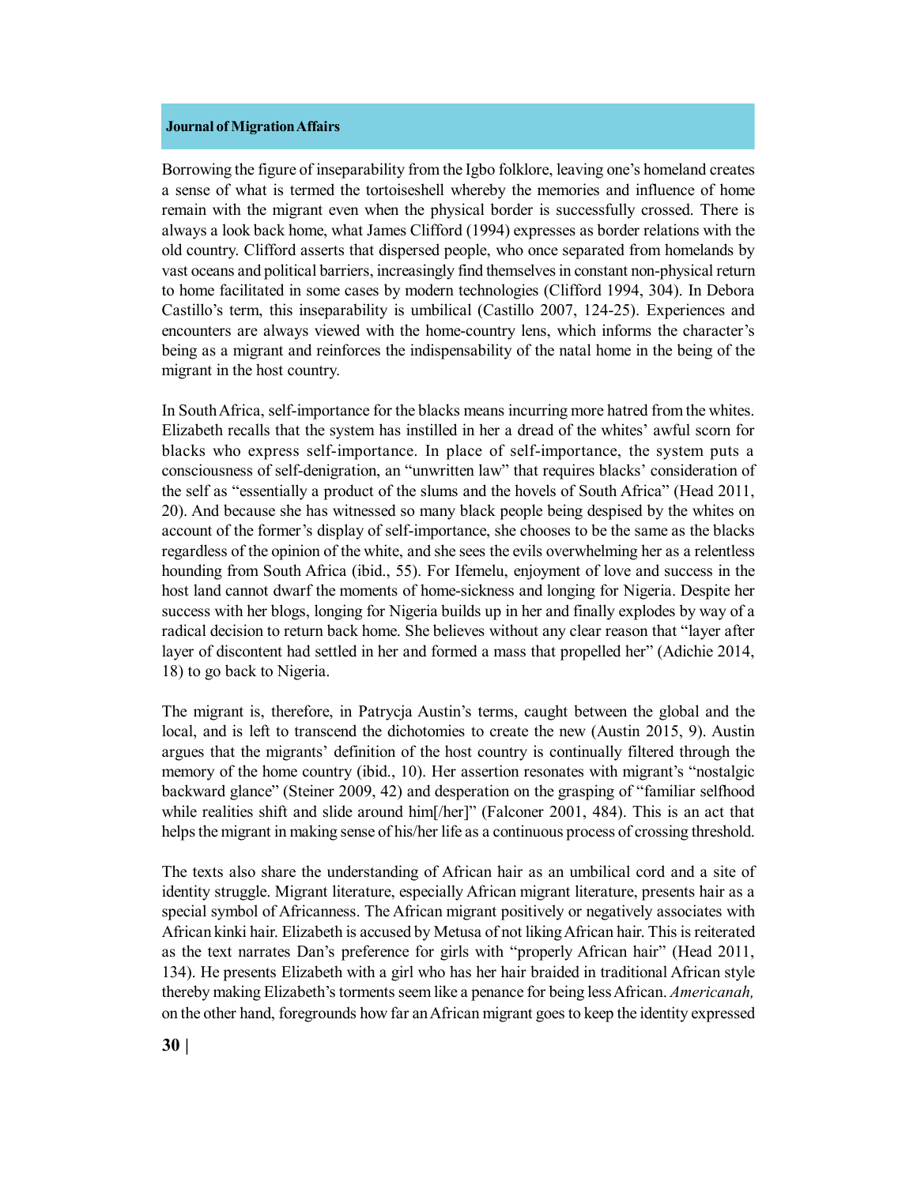Borrowing the figure of inseparability from the Igbo folklore, leaving one's homeland creates a sense of what is termed the tortoiseshell whereby the memories and influence of home remain with the migrant even when the physical border is successfully crossed. There is always a look back home, what James Clifford (1994) expresses as border relations with the old country. Clifford asserts that dispersed people, who once separated from homelands by vast oceans and political barriers, increasingly find themselves in constant non-physical return to home facilitated in some cases by modern technologies (Clifford 1994, 304). In Debora Castillo's term, this inseparability is umbilical (Castillo 2007, 124-25). Experiences and encounters are always viewed with the home-country lens, which informs the character's being as a migrant and reinforces the indispensability of the natal home in the being of the migrant in the host country.

In South Africa, self-importance for the blacks means incurring more hatred from the whites. Elizabeth recalls that the system has instilled in her a dread of the whites' awful scorn for blacks who express self-importance. In place of self-importance, the system puts a consciousness of self-denigration, an "unwritten law" that requires blacks' consideration of the self as "essentially a product of the slums and the hovels of South Africa" (Head 2011, 20). And because she has witnessed so many black people being despised by the whites on account of the former's display of self-importance, she chooses to be the same as the blacks regardless of the opinion of the white, and she sees the evils overwhelming her as a relentless hounding from South Africa (ibid., 55). For Ifemelu, enjoyment of love and success in the host land cannot dwarf the moments of home-sickness and longing for Nigeria. Despite her success with her blogs, longing for Nigeria builds up in her and finally explodes by way of a radical decision to return back home. She believes without any clear reason that "layer after layer of discontent had settled in her and formed a mass that propelled her" (Adichie 2014, 18) to go back to Nigeria.

The migrant is, therefore, in Patrycja Austin's terms, caught between the global and the local, and is left to transcend the dichotomies to create the new (Austin 2015, 9). Austin argues that the migrants' definition of the host country is continually filtered through the memory of the home country (ibid., 10). Her assertion resonates with migrant's "nostalgic backward glance" (Steiner 2009, 42) and desperation on the grasping of "familiar selfhood while realities shift and slide around him[/her]" (Falconer 2001, 484). This is an act that helps the migrant in making sense of his/her life as a continuous process of crossing threshold.

The texts also share the understanding of African hair as an umbilical cord and a site of identity struggle. Migrant literature, especially African migrant literature, presents hair as a special symbol of Africanness. The African migrant positively or negatively associates with African kinki hair. Elizabeth is accused by Metusa of not liking African hair. This is reiterated as the text narrates Dan's preference for girls with "properly African hair" (Head 2011, 134). He presents Elizabeth with a girl who has her hair braided in traditional African style thereby making Elizabeth's torments seem like a penance for being less African. *Americanah,* on the other hand, foregrounds how far an African migrant goes to keep the identity expressed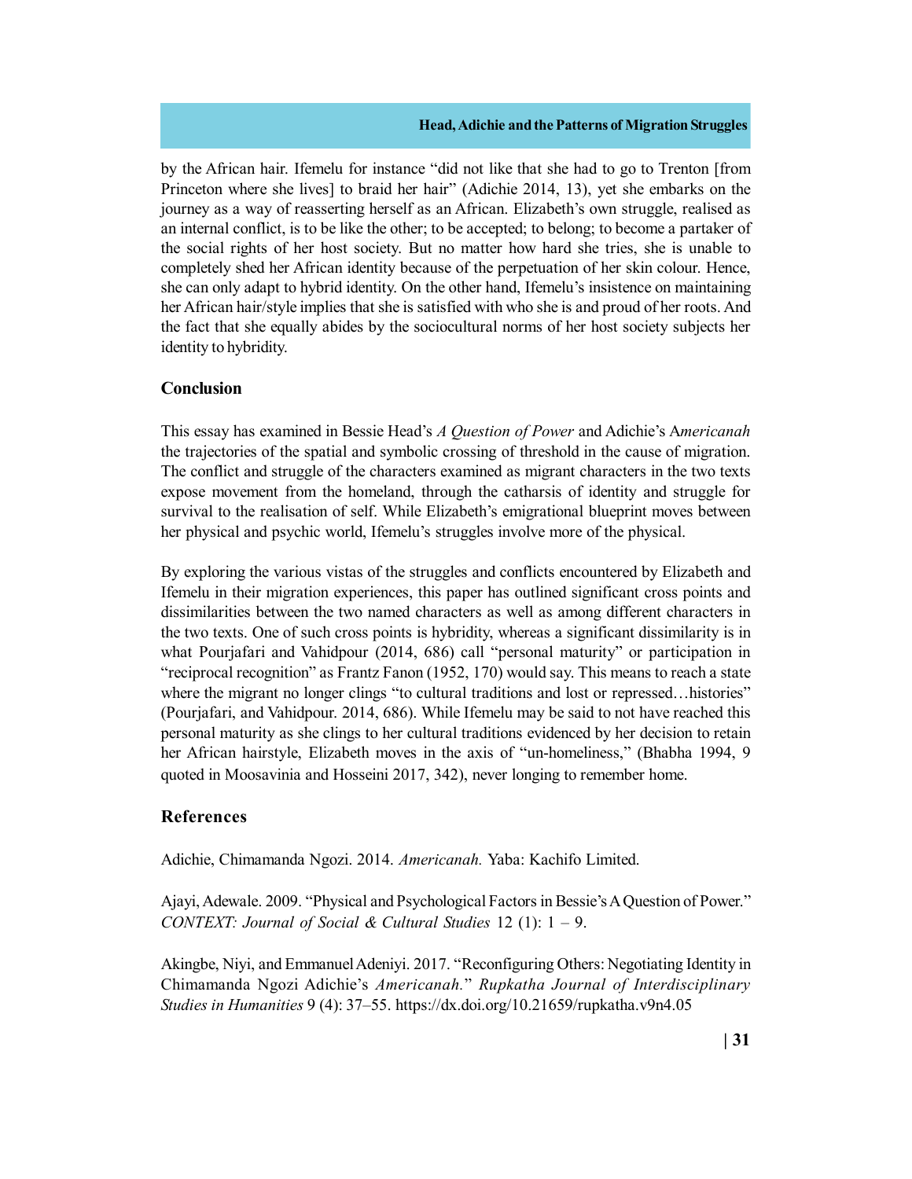by the African hair. Ifemelu for instance "did not like that she had to go to Trenton [from Princeton where she lives] to braid her hair" (Adichie 2014, 13), yet she embarks on the journey as a way of reasserting herself as an African. Elizabeth's own struggle, realised as an internal conflict, is to be like the other; to be accepted; to belong; to become a partaker of the social rights of her host society. But no matter how hard she tries, she is unable to completely shed her African identity because of the perpetuation of her skin colour. Hence, she can only adapt to hybrid identity. On the other hand, Ifemelu's insistence on maintaining her African hair/style implies that she is satisfied with who she is and proud of her roots. And the fact that she equally abides by the sociocultural norms of her host society subjects her identity to hybridity.

## Conclusion

This essay has examined in Bessie Head's *A Question of Power* and Adichie's A*mericanah* the trajectories of the spatial and symbolic crossing of threshold in the cause of migration. The conflict and struggle of the characters examined as migrant characters in the two texts expose movement from the homeland, through the catharsis of identity and struggle for survival to the realisation of self. While Elizabeth's emigrational blueprint moves between her physical and psychic world, Ifemelu's struggles involve more of the physical.

By exploring the various vistas of the struggles and conflicts encountered by Elizabeth and Ifemelu in their migration experiences, this paper has outlined significant cross points and dissimilarities between the two named characters as well as among different characters in the two texts. One of such cross points is hybridity, whereas a significant dissimilarity is in what Pourjafari and Vahidpour (2014, 686) call "personal maturity" or participation in "reciprocal recognition" as Frantz Fanon (1952, 170) would say. This means to reach a state where the migrant no longer clings "to cultural traditions and lost or repressed…histories" (Pourjafari, and Vahidpour. 2014, 686). While Ifemelu may be said to not have reached this personal maturity as she clings to her cultural traditions evidenced by her decision to retain her African hairstyle, Elizabeth moves in the axis of "un-homeliness," (Bhabha 1994, 9 quoted in Moosavinia and Hosseini 2017, 342), never longing to remember home.

## References

Adichie, Chimamanda Ngozi. 2014. *Americanah.* Yaba: Kachifo Limited.

Ajayi, Adewale. 2009. "Physical and Psychological Factors in Bessie's A Question of Power." *CONTEXT: Journal of Social & Cultural Studies* 12 (1): 1 – 9.

Akingbe, Niyi, and Emmanuel Adeniyi. 2017. "Reconfiguring Others: Negotiating Identity in Chimamanda Ngozi Adichie's *Americanah.*" *Rupkatha Journal of Interdisciplinary Studies in Humanities* 9 (4): 37–55. https://dx.doi.org/10.21659/rupkatha.v9n4.05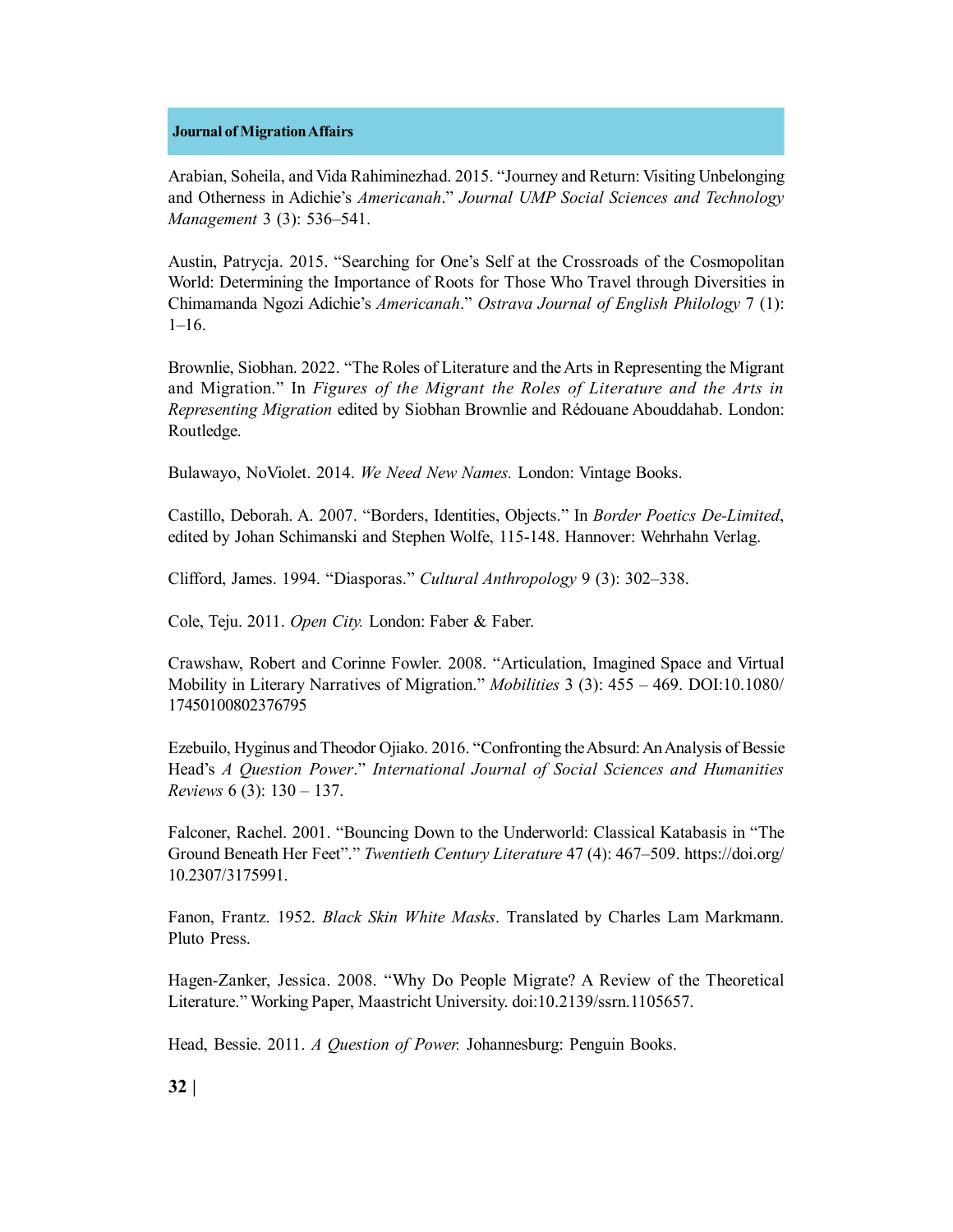Arabian, Soheila, and Vida Rahiminezhad. 2015. “Journey and Return: Visiting Unbelonging and Otherness in Adichie’s *Americanah*.” *Journal UMP Social Sciences and Technology Management* 3 (3): 536–541.

Austin, Patrycja. 2015. “Searching for One’s Self at the Crossroads of the Cosmopolitan World: Determining the Importance of Roots for Those Who Travel through Diversities in Chimamanda Ngozi Adichie’s *Americanah*.” *Ostrava Journal of English Philology* 7 (1): 1–16.

Brownlie, Siobhan. 2022. “The Roles of Literature and the Arts in Representing the Migrant and Migration.” In *Figures of the Migrant the Roles of Literature and the Arts in Representing Migration* edited by Siobhan Brownlie and Rédouane Abouddahab. London: Routledge.

Bulawayo, NoViolet. 2014. *We Need New Names.* London: Vintage Books.

Castillo, Deborah. A. 2007. “Borders, Identities, Objects.” In *Border Poetics De-Limited*, edited by Johan Schimanski and Stephen Wolfe, 115-148. Hannover: Wehrhahn Verlag.

Clifford, James. 1994. “Diasporas.” *Cultural Anthropology* 9 (3): 302–338.

Cole, Teju. 2011. *Open City.* London: Faber & Faber.

Crawshaw, Robert and Corinne Fowler. 2008. “Articulation, Imagined Space and Virtual Mobility in Literary Narratives of Migration.” *Mobilities* 3 (3): 455 – 469. DOI:10.1080/17450100802376795

Ezebuilo, Hyginus and Theodor Ojiako. 2016. “Confronting the Absurd: An Analysis of Bessie Head’s *A Question Power*.” *International Journal of Social Sciences and Humanities Reviews* 6 (3): 130 – 137.

Falconer, Rachel. 2001. “Bouncing Down to the Underworld: Classical Katabasis in “The Ground Beneath Her Feet”.” *Twentieth Century Literature* 47 (4): 467–509. https://doi.org/10.2307/3175991.

Fanon, Frantz. 1952. *Black Skin White Masks*. Translated by Charles Lam Markmann. Pluto Press.

Hagen-Zanker, Jessica. 2008. “Why Do People Migrate? A Review of the Theoretical Literature.” Working Paper, Maastricht University. doi:10.2139/ssrn.1105657.

Head, Bessie. 2011. *A Question of Power.* Johannesburg: Penguin Books.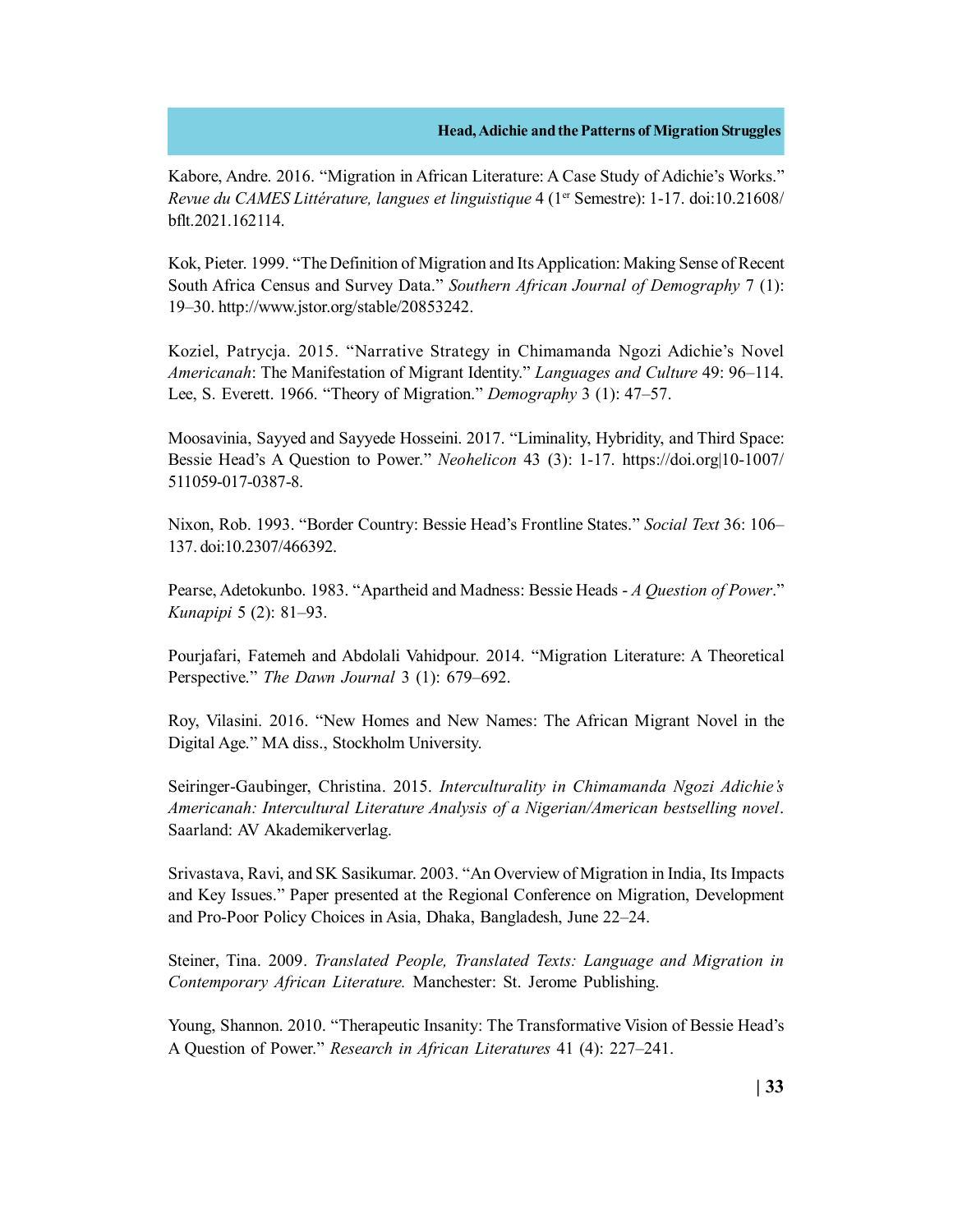Kabore, Andre. 2016. "Migration in African Literature: A Case Study of Adichie's Works." *Revue du CAMES Littérature, langues et linguistique* 4 (1[er] Semestre): 1-17. doi:10.21608/bflt.2021.162114.

Kok, Pieter. 1999. "The Definition of Migration and Its Application: Making Sense of Recent South Africa Census and Survey Data." *Southern African Journal of Demography* 7 (1): 19–30. http://www.jstor.org/stable/20853242.

Koziel, Patrycja. 2015. "Narrative Strategy in Chimamanda Ngozi Adichie's Novel *Americanah*: The Manifestation of Migrant Identity." *Languages and Culture* 49: 96–114.
Lee, S. Everett. 1966. "Theory of Migration." *Demography* 3 (1): 47–57.

Moosavinia, Sayyed and Sayyede Hosseini. 2017. "Liminality, Hybridity, and Third Space: Bessie Head's A Question to Power." *Neohelicon* 43 (3): 1-17. https://doi.org|10-1007/511059-017-0387-8.

Nixon, Rob. 1993. "Border Country: Bessie Head's Frontline States." *Social Text* 36: 106–137. doi:10.2307/466392.

Pearse, Adetokunbo. 1983. "Apartheid and Madness: Bessie Heads - *A Question of Power*." *Kunapipi* 5 (2): 81–93.

Pourjafari, Fatemeh and Abdolali Vahidpour. 2014. "Migration Literature: A Theoretical Perspective." *The Dawn Journal* 3 (1): 679–692.

Roy, Vilasini. 2016. "New Homes and New Names: The African Migrant Novel in the Digital Age." MA diss., Stockholm University.

Seiringer-Gaubinger, Christina. 2015. *Interculturality in Chimamanda Ngozi Adichie's Americanah: Intercultural Literature Analysis of a Nigerian/American bestselling novel*. Saarland: AV Akademikerverlag.

Srivastava, Ravi, and SK Sasikumar. 2003. "An Overview of Migration in India, Its Impacts and Key Issues." Paper presented at the Regional Conference on Migration, Development and Pro-Poor Policy Choices in Asia, Dhaka, Bangladesh, June 22–24.

Steiner, Tina. 2009. *Translated People, Translated Texts: Language and Migration in Contemporary African Literature.* Manchester: St. Jerome Publishing.

Young, Shannon. 2010. "Therapeutic Insanity: The Transformative Vision of Bessie Head's A Question of Power." *Research in African Literatures* 41 (4): 227–241.